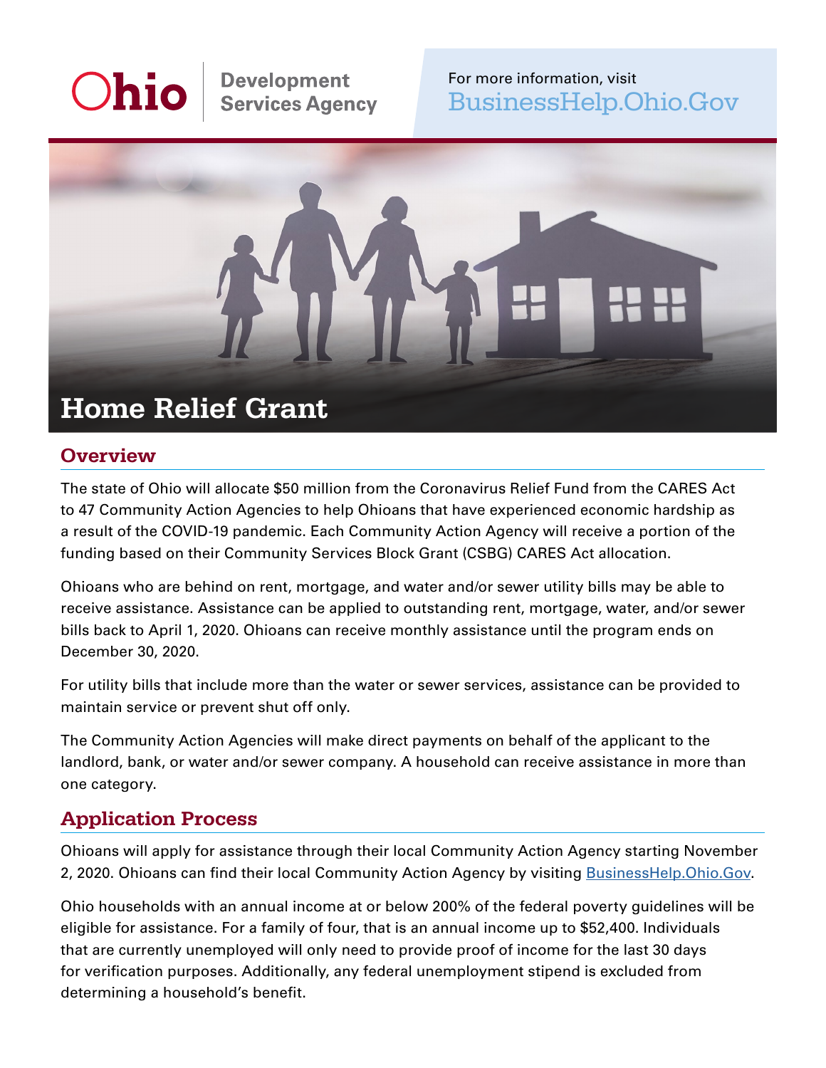Ohio | Development Services Agency

For more information, visit BusinessHelp.Ohio.Gov

# Home Relief Grant

## Overview

The state of Ohio will allocate $50 million from the Coronavirus Relief Fund from the CARES Act to 47 Community Action Agencies to help Ohioans that have experienced economic hardship as a result of the COVID-19 pandemic. Each Community Action Agency will receive a portion of the funding based on their Community Services Block Grant (CSBG) CARES Act allocation.

Ohioans who are behind on rent, mortgage, and water and/or sewer utility bills may be able to receive assistance. Assistance can be applied to outstanding rent, mortgage, water, and/or sewer bills back to April 1, 2020. Ohioans can receive monthly assistance until the program ends on December 30, 2020.

For utility bills that include more than the water or sewer services, assistance can be provided to maintain service or prevent shut off only.

The Community Action Agencies will make direct payments on behalf of the applicant to the landlord, bank, or water and/or sewer company. A household can receive assistance in more than one category.

## Application Process

Ohioans will apply for assistance through their local Community Action Agency starting November 2, 2020. Ohioans can find their local Community Action Agency by visiting BusinessHelp.Ohio.Gov.

Ohio households with an annual income at or below 200% of the federal poverty guidelines will be eligible for assistance. For a family of four, that is an annual income up to $52,400. Individuals that are currently unemployed will only need to provide proof of income for the last 30 days for verification purposes. Additionally, any federal unemployment stipend is excluded from determining a household's benefit.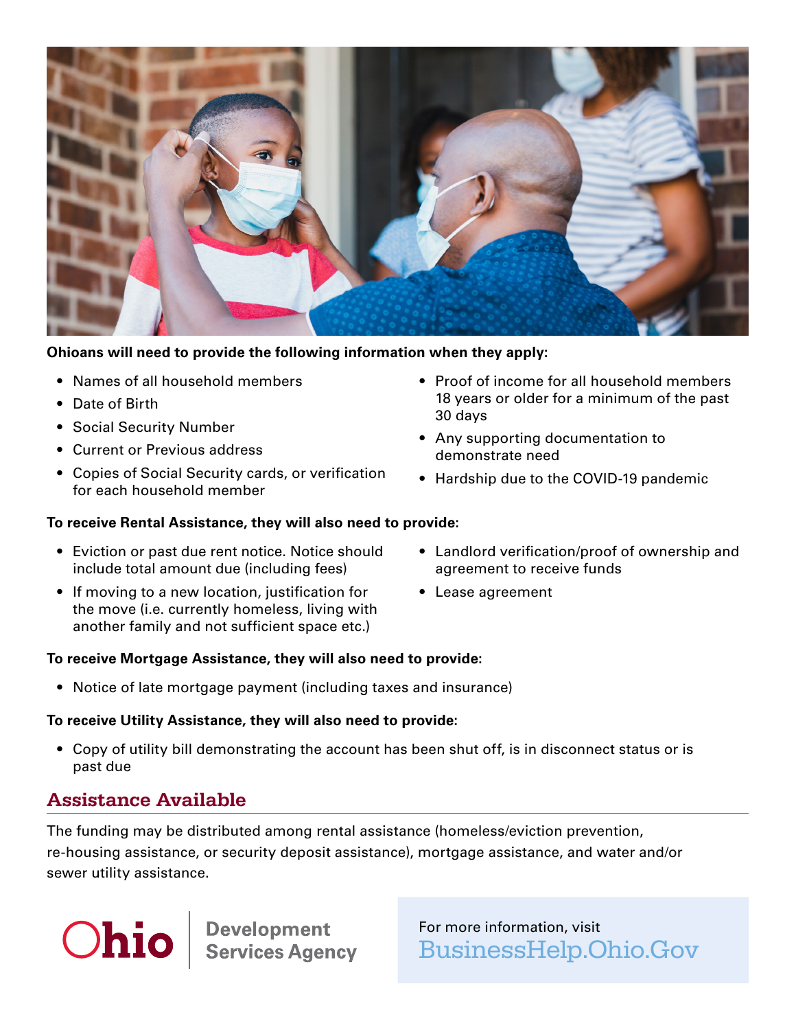**Ohioans will need to provide the following information when they apply:**

- Names of all household members
- Date of Birth
- Social Security Number
- Current or Previous address
- Copies of Social Security cards, or verification for each household member
- Proof of income for all household members 18 years or older for a minimum of the past 30 days
- Any supporting documentation to demonstrate need
- Hardship due to the COVID-19 pandemic

**To receive Rental Assistance, they will also need to provide:**

- Eviction or past due rent notice. Notice should include total amount due (including fees)
- If moving to a new location, justification for the move (i.e. currently homeless, living with another family and not sufficient space etc.)
- Landlord verification/proof of ownership and agreement to receive funds
- Lease agreement

**To receive Mortgage Assistance, they will also need to provide:**

- Notice of late mortgage payment (including taxes and insurance)

**To receive Utility Assistance, they will also need to provide:**

- Copy of utility bill demonstrating the account has been shut off, is in disconnect status or is past due

## Assistance Available

The funding may be distributed among rental assistance (homeless/eviction prevention, re-housing assistance, or security deposit assistance), mortgage assistance, and water and/or sewer utility assistance.

Ohio | Development Services Agency

For more information, visit BusinessHelp.Ohio.Gov